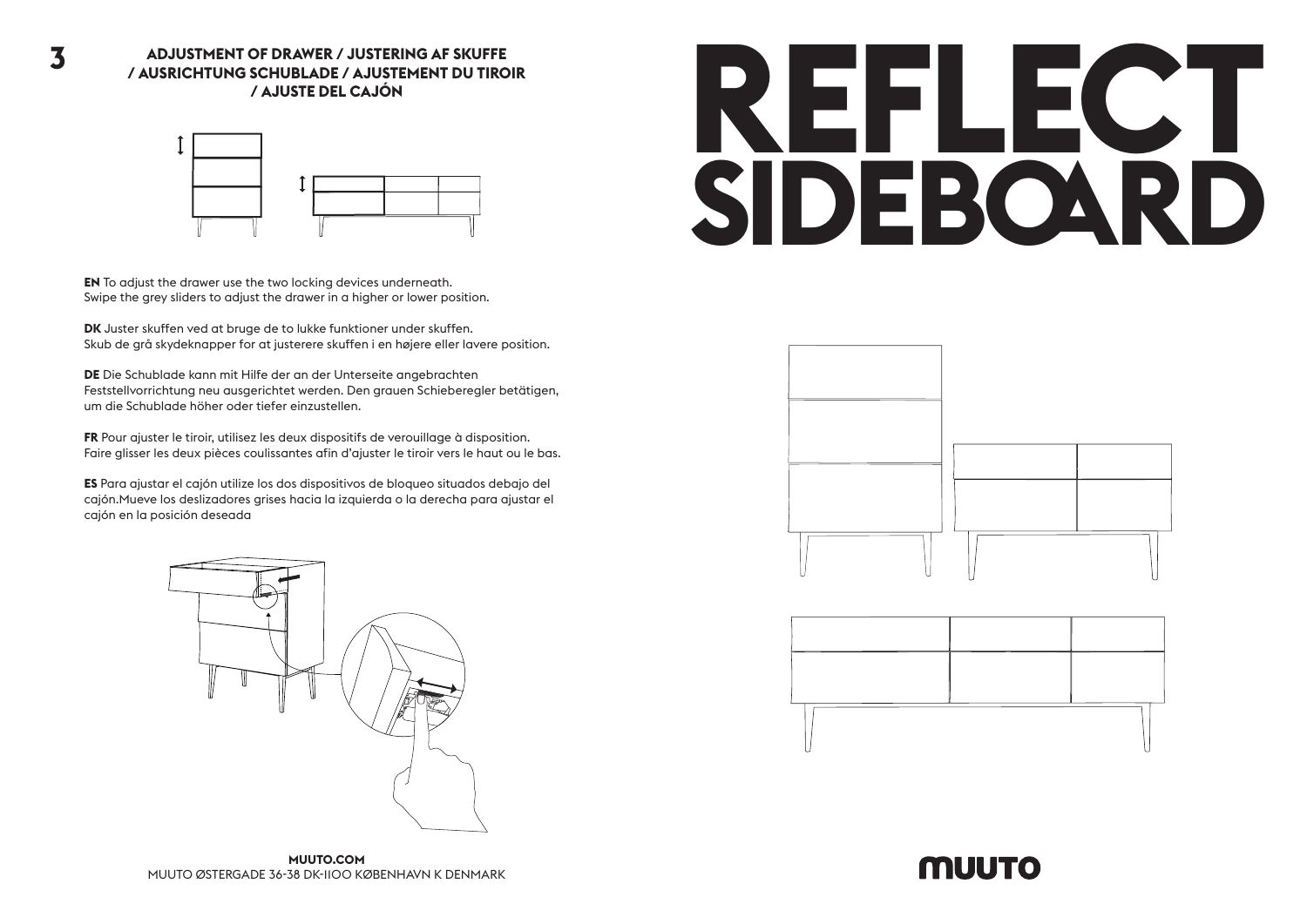## 3 ADJUSTMENT OF DRAWER / JUSTERING AF SKUFFE / AUSRICHTUNG SCHUBLADE / AJUSTEMENT DU TIROIR / AJUSTE DEL CAJÓN

**EN** To adjust the drawer use the two locking devices underneath.
Swipe the grey sliders to adjust the drawer in a higher or lower position.

**DK** Juster skuffen ved at bruge de to lukke funktioner under skuffen.
Skub de grå skydeknapper for at justerere skuffen i en højere eller lavere position.

**DE** Die Schublade kann mit Hilfe der an der Unterseite angebrachten Feststellvorrichtung neu ausgerichtet werden. Den grauen Schieberegler betätigen, um die Schublade höher oder tiefer einzustellen.

**FR** Pour ajuster le tiroir, utilisez les deux dispositifs de verouillage à disposition.
Faire glisser les deux pièces coulissantes afin d'ajuster le tiroir vers le haut ou le bas.

**ES** Para ajustar el cajón utilize los dos dispositivos de bloqueo situados debajo del cajón.Mueve los deslizadores grises hacia la izquierda o la derecha para ajustar el cajón en la posición deseada

**MUUTO.COM**
MUUTO ØSTERGADE 36-38 DK-1100 KØBENHAVN K DENMARK

# REFLECT SIDEBOARD

MUUTO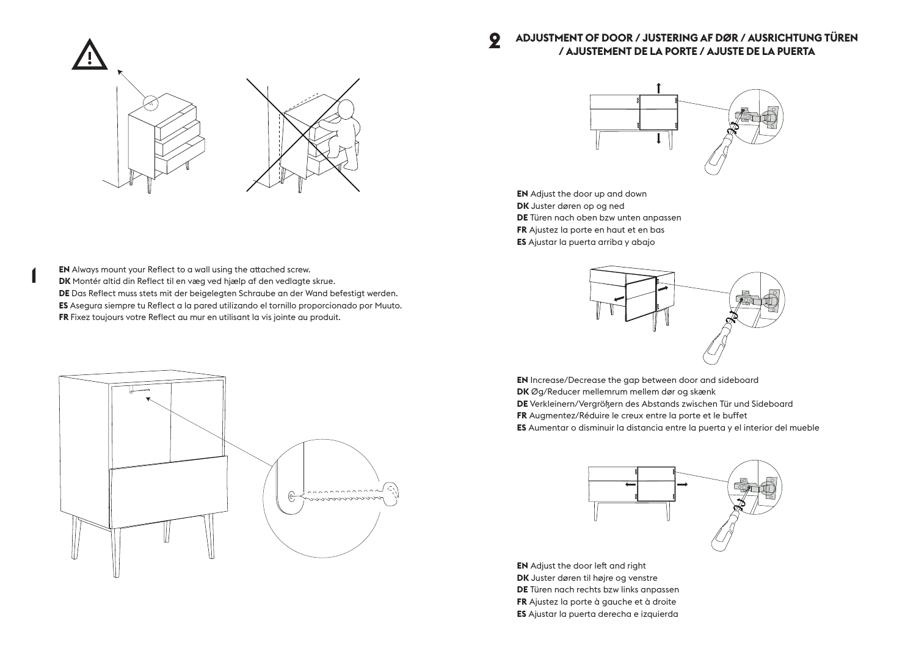1

**EN** Always mount your Reflect to a wall using the attached screw.
**DK** Montér altid din Reflect til en væg ved hjælp af den vedlagte skrue.
**DE** Das Reflect muss stets mit der beigelegten Schraube an der Wand befestigt werden.
**ES** Asegura siempre tu Reflect a la pared utilizando el tornillo proporcionado por Muuto.
**FR** Fixez toujours votre Reflect au mur en utilisant la vis jointe au produit.

## 2 ADJUSTMENT OF DOOR / JUSTERING AF DØR / AUSRICHTUNG TÜREN / AJUSTEMENT DE LA PORTE / AJUSTE DE LA PUERTA

**EN** Adjust the door up and down
**DK** Juster døren op og ned
**DE** Türen nach oben bzw unten anpassen
**FR** Ajustez la porte en haut et en bas
**ES** Ajustar la puerta arriba y abajo

**EN** Increase/Decrease the gap between door and sideboard
**DK** Øg/Reducer mellemrum mellem dør og skænk
**DE** Verkleinern/Vergrößern des Abstands zwischen Tür und Sideboard
**FR** Augmentez/Réduire le creux entre la porte et le buffet
**ES** Aumentar o disminuir la distancia entre la puerta y el interior del mueble

**EN** Adjust the door left and right
**DK** Juster døren til højre og venstre
**DE** Türen nach rechts bzw links anpassen
**FR** Ajustez la porte à gauche et à droite
**ES** Ajustar la puerta derecha e izquierda